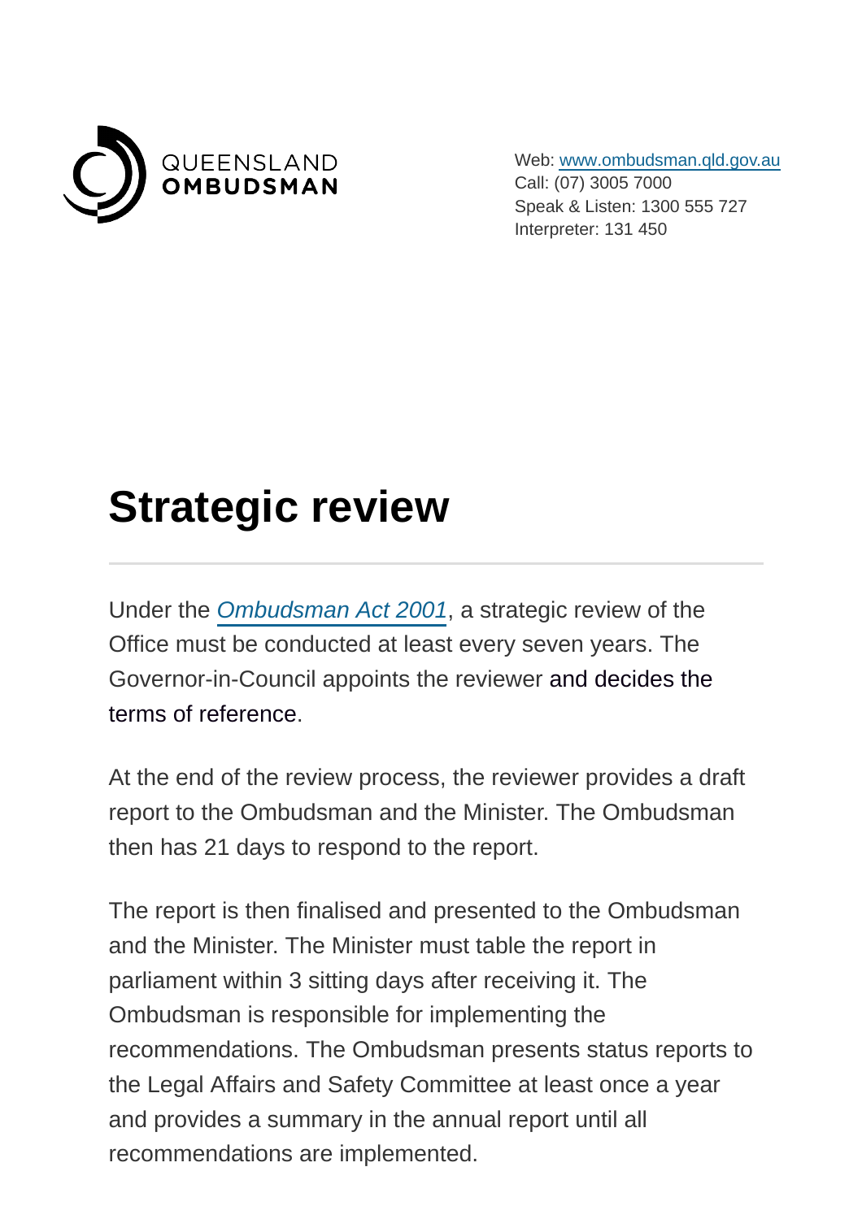QUEENSLAND
**OMBUDSMAN**

Web: www.ombudsman.qld.gov.au
Call: (07) 3005 7000
Speak & Listen: 1300 555 727
Interpreter: 131 450

# Strategic review

Under the *Ombudsman Act 2001*, a strategic review of the Office must be conducted at least every seven years. The Governor-in-Council appoints the reviewer and decides the terms of reference.

At the end of the review process, the reviewer provides a draft report to the Ombudsman and the Minister. The Ombudsman then has 21 days to respond to the report.

The report is then finalised and presented to the Ombudsman and the Minister. The Minister must table the report in parliament within 3 sitting days after receiving it. The Ombudsman is responsible for implementing the recommendations. The Ombudsman presents status reports to the Legal Affairs and Safety Committee at least once a year and provides a summary in the annual report until all recommendations are implemented.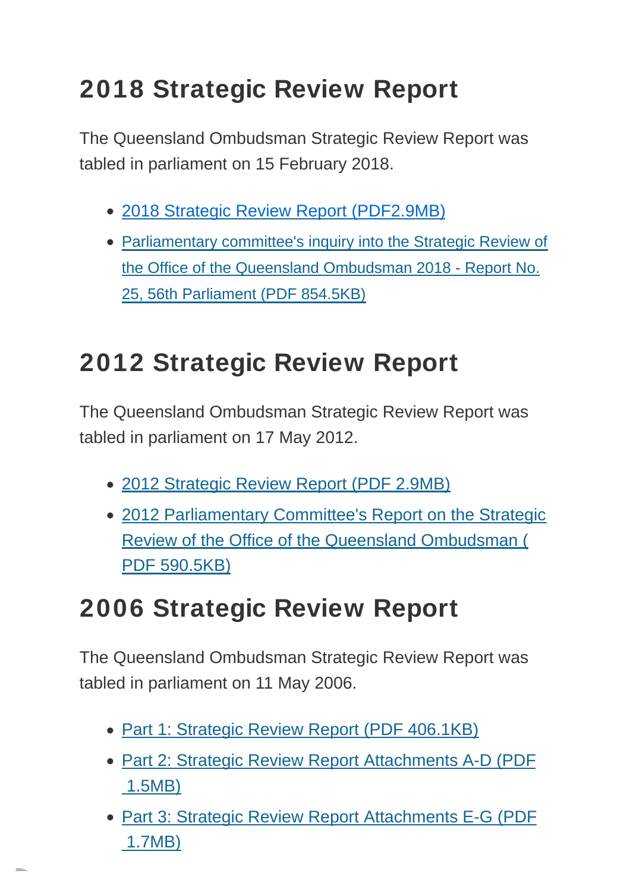## 2018 Strategic Review Report

The Queensland Ombudsman Strategic Review Report was tabled in parliament on 15 February 2018.

- 2018 Strategic Review Report (PDF2.9MB)
- Parliamentary committee's inquiry into the Strategic Review of the Office of the Queensland Ombudsman 2018 - Report No. 25, 56th Parliament (PDF 854.5KB)

## 2012 Strategic Review Report

The Queensland Ombudsman Strategic Review Report was tabled in parliament on 17 May 2012.

- 2012 Strategic Review Report (PDF 2.9MB)
- 2012 Parliamentary Committee's Report on the Strategic Review of the Office of the Queensland Ombudsman ( PDF 590.5KB)

## 2006 Strategic Review Report

The Queensland Ombudsman Strategic Review Report was tabled in parliament on 11 May 2006.

- Part 1: Strategic Review Report (PDF 406.1KB)
- Part 2: Strategic Review Report Attachments A-D (PDF 1.5MB)
- Part 3: Strategic Review Report Attachments E-G (PDF 1.7MB)